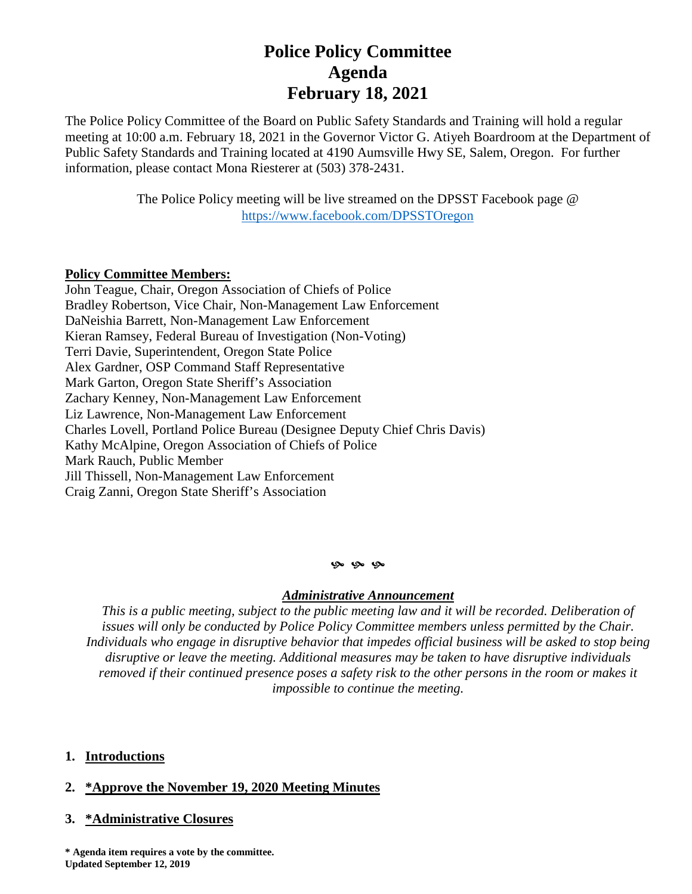# Police Policy Committee
# Agenda
# February 18, 2021

The Police Policy Committee of the Board on Public Safety Standards and Training will hold a regular meeting at 10:00 a.m. February 18, 2021 in the Governor Victor G. Atiyeh Boardroom at the Department of Public Safety Standards and Training located at 4190 Aumsville Hwy SE, Salem, Oregon. For further information, please contact Mona Riesterer at (503) 378-2431.

The Police Policy meeting will be live streamed on the DPSST Facebook page @ https://www.facebook.com/DPSSTOregon

**Policy Committee Members:**

John Teague, Chair, Oregon Association of Chiefs of Police
Bradley Robertson, Vice Chair, Non-Management Law Enforcement
DaNeishia Barrett, Non-Management Law Enforcement
Kieran Ramsey, Federal Bureau of Investigation (Non-Voting)
Terri Davie, Superintendent, Oregon State Police
Alex Gardner, OSP Command Staff Representative
Mark Garton, Oregon State Sheriff's Association
Zachary Kenney, Non-Management Law Enforcement
Liz Lawrence, Non-Management Law Enforcement
Charles Lovell, Portland Police Bureau (Designee Deputy Chief Chris Davis)
Kathy McAlpine, Oregon Association of Chiefs of Police
Mark Rauch, Public Member
Jill Thissell, Non-Management Law Enforcement
Craig Zanni, Oregon State Sheriff's Association

***Administrative Announcement***

*This is a public meeting, subject to the public meeting law and it will be recorded. Deliberation of issues will only be conducted by Police Policy Committee members unless permitted by the Chair. Individuals who engage in disruptive behavior that impedes official business will be asked to stop being disruptive or leave the meeting. Additional measures may be taken to have disruptive individuals removed if their continued presence poses a safety risk to the other persons in the room or makes it impossible to continue the meeting.*

1. **Introductions**
2. ***Approve the November 19, 2020 Meeting Minutes**
3. ***Administrative Closures**

**\* Agenda item requires a vote by the committee.**
**Updated September 12, 2019**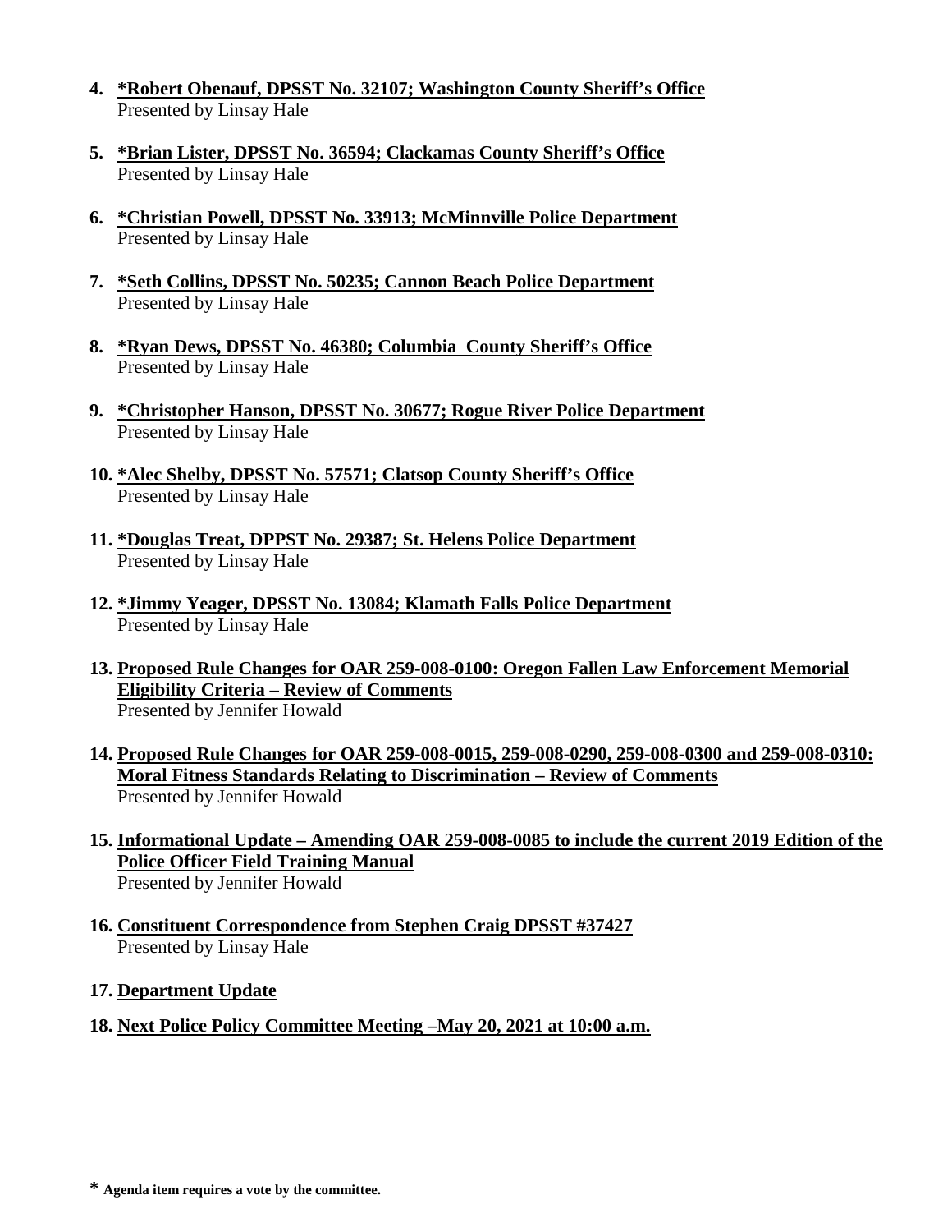4. **\*Robert Obenauf, DPSST No. 32107; Washington County Sheriff's Office**
   Presented by Linsay Hale

5. **\*Brian Lister, DPSST No. 36594; Clackamas County Sheriff's Office**
   Presented by Linsay Hale

6. **\*Christian Powell, DPSST No. 33913; McMinnville Police Department**
   Presented by Linsay Hale

7. **\*Seth Collins, DPSST No. 50235; Cannon Beach Police Department**
   Presented by Linsay Hale

8. **\*Ryan Dews, DPSST No. 46380; Columbia County Sheriff's Office**
   Presented by Linsay Hale

9. **\*Christopher Hanson, DPSST No. 30677; Rogue River Police Department**
   Presented by Linsay Hale

10. **\*Alec Shelby, DPSST No. 57571; Clatsop County Sheriff's Office**
    Presented by Linsay Hale

11. **\*Douglas Treat, DPPST No. 29387; St. Helens Police Department**
    Presented by Linsay Hale

12. **\*Jimmy Yeager, DPSST No. 13084; Klamath Falls Police Department**
    Presented by Linsay Hale

13. **Proposed Rule Changes for OAR 259-008-0100: Oregon Fallen Law Enforcement Memorial Eligibility Criteria – Review of Comments**
    Presented by Jennifer Howald

14. **Proposed Rule Changes for OAR 259-008-0015, 259-008-0290, 259-008-0300 and 259-008-0310: Moral Fitness Standards Relating to Discrimination – Review of Comments**
    Presented by Jennifer Howald

15. **Informational Update – Amending OAR 259-008-0085 to include the current 2019 Edition of the Police Officer Field Training Manual**
    Presented by Jennifer Howald

16. **Constituent Correspondence from Stephen Craig DPSST #37427**
    Presented by Linsay Hale

17. **Department Update**

18. **Next Police Policy Committee Meeting –May 20, 2021 at 10:00 a.m.**

**\* Agenda item requires a vote by the committee.**